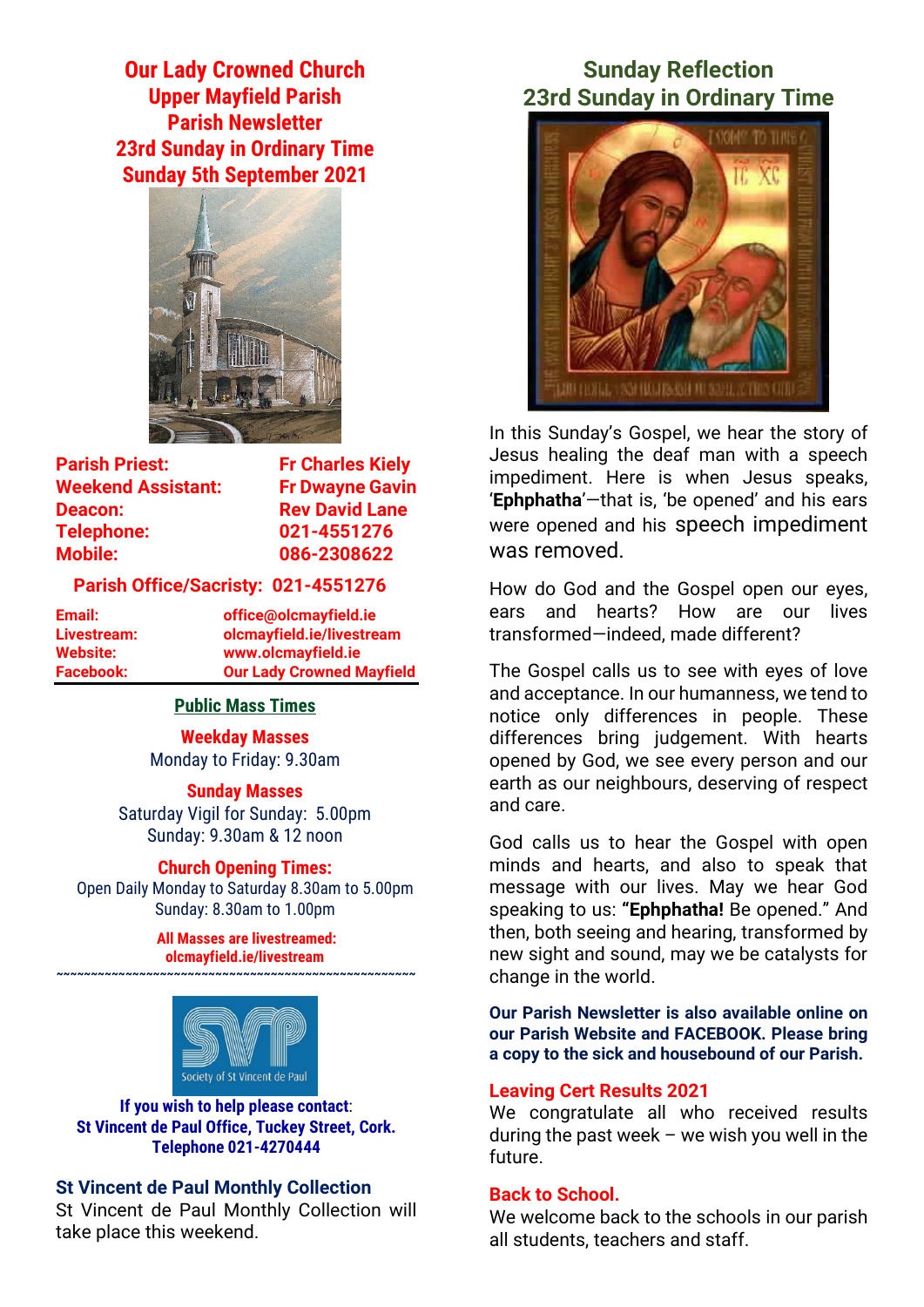# Our Lady Crowned Church
## Upper Mayfield Parish
## Parish Newsletter
## 23rd Sunday in Ordinary Time
## Sunday 5th September 2021

| | |
|---|---|
| **Parish Priest:** | **Fr Charles Kiely** |
| **Weekend Assistant:** | **Fr Dwayne Gavin** |
| **Deacon:** | **Rev David Lane** |
| **Telephone:** | **021-4551276** |
| **Mobile:** | **086-2308622** |

**Parish Office/Sacristy: 021-4551276**

| | |
|---|---|
| **Email:** | **office@olcmayfield.ie** |
| **Livestream:** | **olcmayfield.ie/livestream** |
| **Website:** | **www.olcmayfield.ie** |
| **Facebook:** | **Our Lady Crowned Mayfield** |

### Public Mass Times

**Weekday Masses**
Monday to Friday: 9.30am

**Sunday Masses**
Saturday Vigil for Sunday: 5.00pm
Sunday: 9.30am & 12 noon

**Church Opening Times:**
Open Daily Monday to Saturday 8.30am to 5.00pm
Sunday: 8.30am to 1.00pm

**All Masses are livestreamed:**
**olcmayfield.ie/livestream**

~~~~~~~~~~~~~~~~~~~~~~~~~~~~~~~~~~~~~~~~~~~~~~

Society of St Vincent de Paul

**If you wish to help please contact**:
**St Vincent de Paul Office, Tuckey Street, Cork.**
**Telephone 021-4270444**

### St Vincent de Paul Monthly Collection
St Vincent de Paul Monthly Collection will take place this weekend.

## Sunday Reflection
## 23rd Sunday in Ordinary Time

In this Sunday's Gospel, we hear the story of Jesus healing the deaf man with a speech impediment. Here is when Jesus speaks, '**Ephphatha**'—that is, 'be opened' and his ears were opened and his speech impediment was removed.

How do God and the Gospel open our eyes, ears and hearts? How are our lives transformed—indeed, made different?

The Gospel calls us to see with eyes of love and acceptance. In our humanness, we tend to notice only differences in people. These differences bring judgement. With hearts opened by God, we see every person and our earth as our neighbours, deserving of respect and care.

God calls us to hear the Gospel with open minds and hearts, and also to speak that message with our lives. May we hear God speaking to us: **"Ephphatha!** Be opened." And then, both seeing and hearing, transformed by new sight and sound, may we be catalysts for change in the world.

**Our Parish Newsletter is also available online on our Parish Website and FACEBOOK. Please bring a copy to the sick and housebound of our Parish.**

### Leaving Cert Results 2021
We congratulate all who received results during the past week – we wish you well in the future.

### Back to School.
We welcome back to the schools in our parish all students, teachers and staff.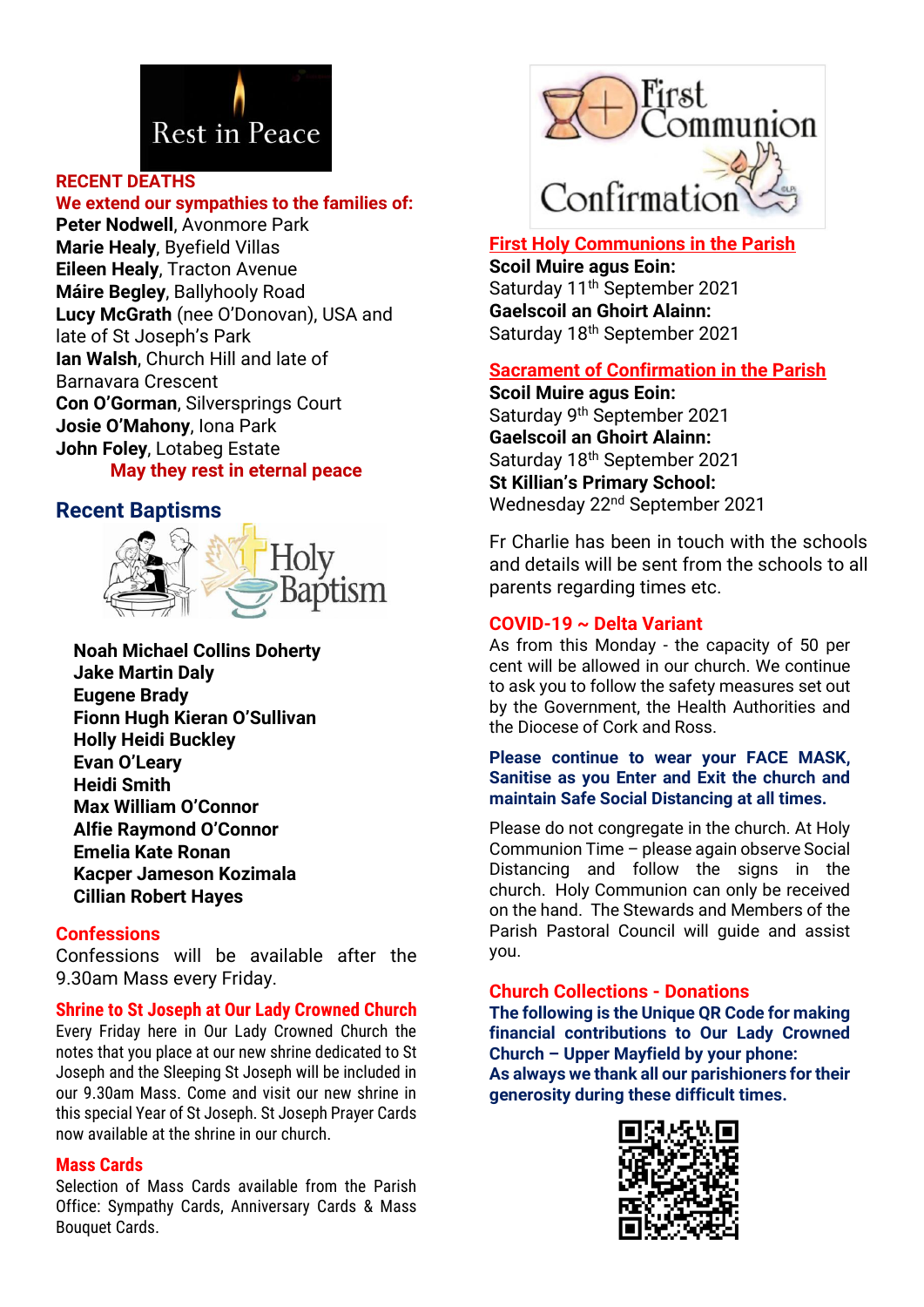Rest in Peace

## RECENT DEATHS

**We extend our sympathies to the families of:**

**Peter Nodwell**, Avonmore Park
**Marie Healy**, Byefield Villas
**Eileen Healy**, Tracton Avenue
**Máire Begley**, Ballyhooly Road
**Lucy McGrath** (nee O'Donovan), USA and late of St Joseph's Park
**Ian Walsh**, Church Hill and late of Barnavara Crescent
**Con O'Gorman**, Silversprings Court
**Josie O'Mahony**, Iona Park
**John Foley**, Lotabeg Estate

**May they rest in eternal peace**

## Recent Baptisms

Holy Baptism

**Noah Michael Collins Doherty**
**Jake Martin Daly**
**Eugene Brady**
**Fionn Hugh Kieran O'Sullivan**
**Holly Heidi Buckley**
**Evan O'Leary**
**Heidi Smith**
**Max William O'Connor**
**Alfie Raymond O'Connor**
**Emelia Kate Ronan**
**Kacper Jameson Kozimala**
**Cillian Robert Hayes**

## Confessions

Confessions will be available after the 9.30am Mass every Friday.

## Shrine to St Joseph at Our Lady Crowned Church

Every Friday here in Our Lady Crowned Church the notes that you place at our new shrine dedicated to St Joseph and the Sleeping St Joseph will be included in our 9.30am Mass. Come and visit our new shrine in this special Year of St Joseph. St Joseph Prayer Cards now available at the shrine in our church.

## Mass Cards

Selection of Mass Cards available from the Parish Office: Sympathy Cards, Anniversary Cards & Mass Bouquet Cards.

First Communion Confirmation

## First Holy Communions in the Parish

**Scoil Muire agus Eoin:**
Saturday 11th September 2021
**Gaelscoil an Ghoirt Alainn:**
Saturday 18th September 2021

## Sacrament of Confirmation in the Parish

**Scoil Muire agus Eoin:**
Saturday 9th September 2021
**Gaelscoil an Ghoirt Alainn:**
Saturday 18th September 2021
**St Killian's Primary School:**
Wednesday 22nd September 2021

Fr Charlie has been in touch with the schools and details will be sent from the schools to all parents regarding times etc.

## COVID-19 ~ Delta Variant

As from this Monday - the capacity of 50 per cent will be allowed in our church. We continue to ask you to follow the safety measures set out by the Government, the Health Authorities and the Diocese of Cork and Ross.

**Please continue to wear your FACE MASK, Sanitise as you Enter and Exit the church and maintain Safe Social Distancing at all times.**

Please do not congregate in the church. At Holy Communion Time – please again observe Social Distancing and follow the signs in the church. Holy Communion can only be received on the hand. The Stewards and Members of the Parish Pastoral Council will guide and assist you.

## Church Collections - Donations

**The following is the Unique QR Code for making financial contributions to Our Lady Crowned Church – Upper Mayfield by your phone:**
**As always we thank all our parishioners for their generosity during these difficult times.**